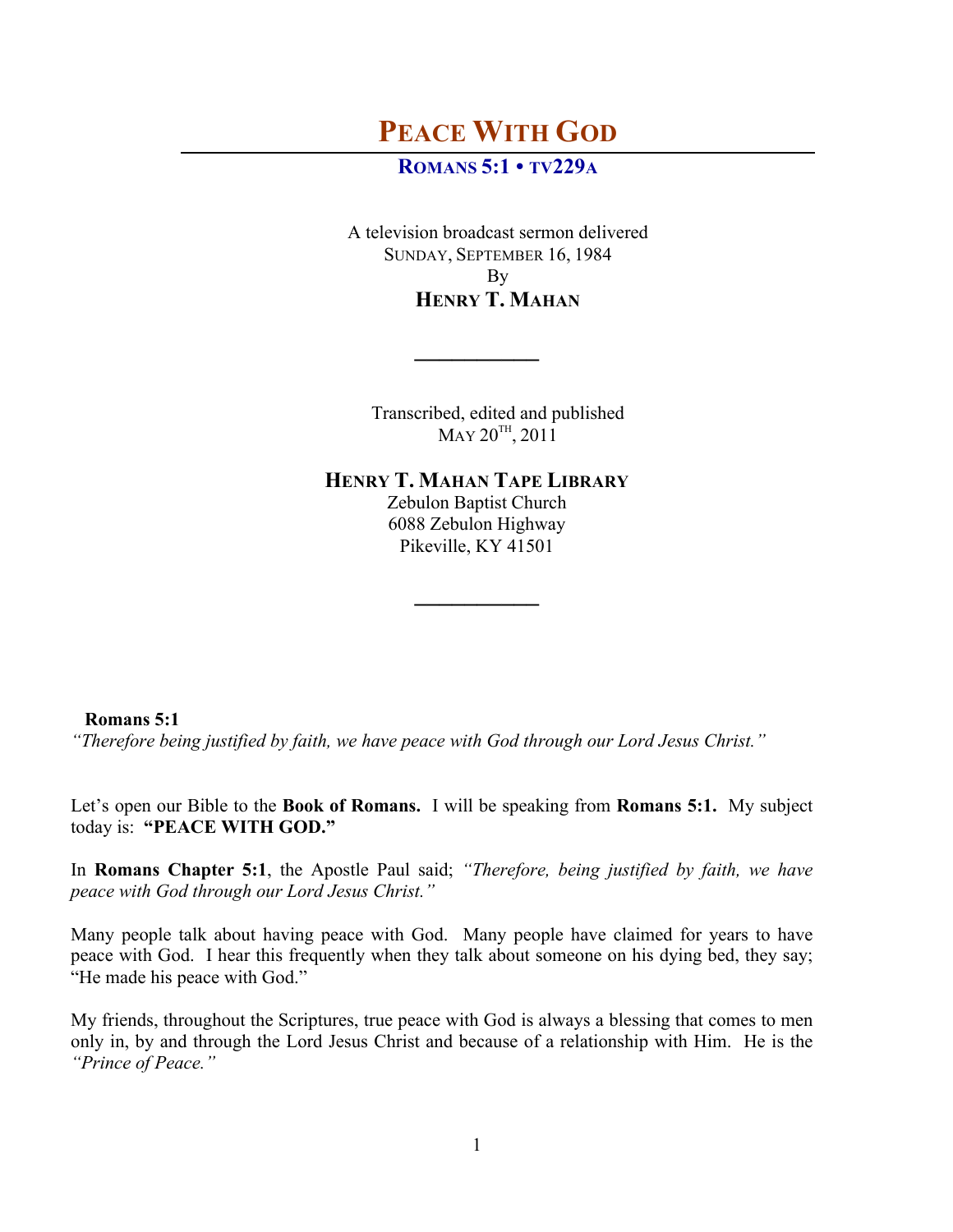# PEACE WITH GOD

## ROMANS 5:1 • TV229A

A television broadcast sermon delivered
SUNDAY, SEPTEMBER 16, 1984
By
**HENRY T. MAHAN**

---

Transcribed, edited and published
MAY 20TH, 2011

**HENRY T. MAHAN TAPE LIBRARY**
Zebulon Baptist Church
6088 Zebulon Highway
Pikeville, KY 41501

---

**Romans 5:1**
*"Therefore being justified by faith, we have peace with God through our Lord Jesus Christ."*

Let's open our Bible to the **Book of Romans.** I will be speaking from **Romans 5:1.** My subject today is: **"PEACE WITH GOD."**

In **Romans Chapter 5:1**, the Apostle Paul said; *"Therefore, being justified by faith, we have peace with God through our Lord Jesus Christ."*

Many people talk about having peace with God. Many people have claimed for years to have peace with God. I hear this frequently when they talk about someone on his dying bed, they say; "He made his peace with God."

My friends, throughout the Scriptures, true peace with God is always a blessing that comes to men only in, by and through the Lord Jesus Christ and because of a relationship with Him. He is the *"Prince of Peace."*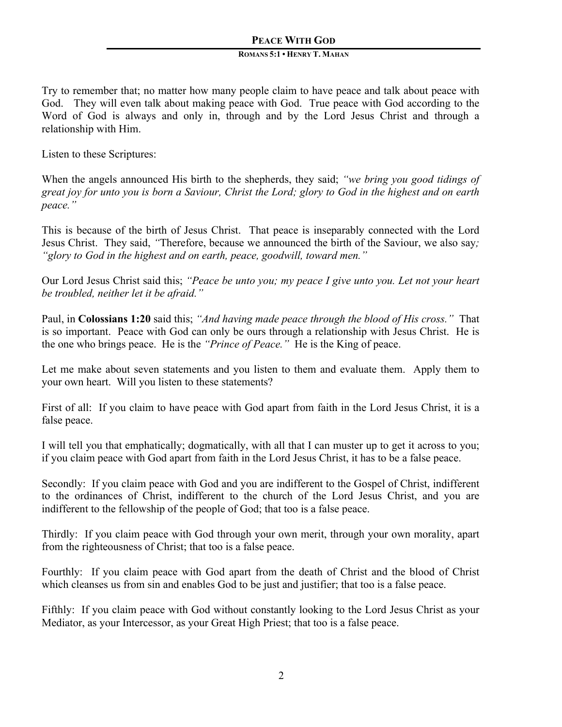Try to remember that; no matter how many people claim to have peace and talk about peace with God. They will even talk about making peace with God. True peace with God according to the Word of God is always and only in, through and by the Lord Jesus Christ and through a relationship with Him.

Listen to these Scriptures:

When the angels announced His birth to the shepherds, they said; *"we bring you good tidings of great joy for unto you is born a Saviour, Christ the Lord; glory to God in the highest and on earth peace."*

This is because of the birth of Jesus Christ. That peace is inseparably connected with the Lord Jesus Christ. They said, *"*Therefore, because we announced the birth of the Saviour, we also say*; "glory to God in the highest and on earth, peace, goodwill, toward men."*

Our Lord Jesus Christ said this; *"Peace be unto you; my peace I give unto you. Let not your heart be troubled, neither let it be afraid."*

Paul, in **Colossians 1:20** said this; *"And having made peace through the blood of His cross."* That is so important. Peace with God can only be ours through a relationship with Jesus Christ. He is the one who brings peace. He is the *"Prince of Peace."* He is the King of peace.

Let me make about seven statements and you listen to them and evaluate them. Apply them to your own heart. Will you listen to these statements?

First of all: If you claim to have peace with God apart from faith in the Lord Jesus Christ, it is a false peace.

I will tell you that emphatically; dogmatically, with all that I can muster up to get it across to you; if you claim peace with God apart from faith in the Lord Jesus Christ, it has to be a false peace.

Secondly: If you claim peace with God and you are indifferent to the Gospel of Christ, indifferent to the ordinances of Christ, indifferent to the church of the Lord Jesus Christ, and you are indifferent to the fellowship of the people of God; that too is a false peace.

Thirdly: If you claim peace with God through your own merit, through your own morality, apart from the righteousness of Christ; that too is a false peace.

Fourthly: If you claim peace with God apart from the death of Christ and the blood of Christ which cleanses us from sin and enables God to be just and justifier; that too is a false peace.

Fifthly: If you claim peace with God without constantly looking to the Lord Jesus Christ as your Mediator, as your Intercessor, as your Great High Priest; that too is a false peace.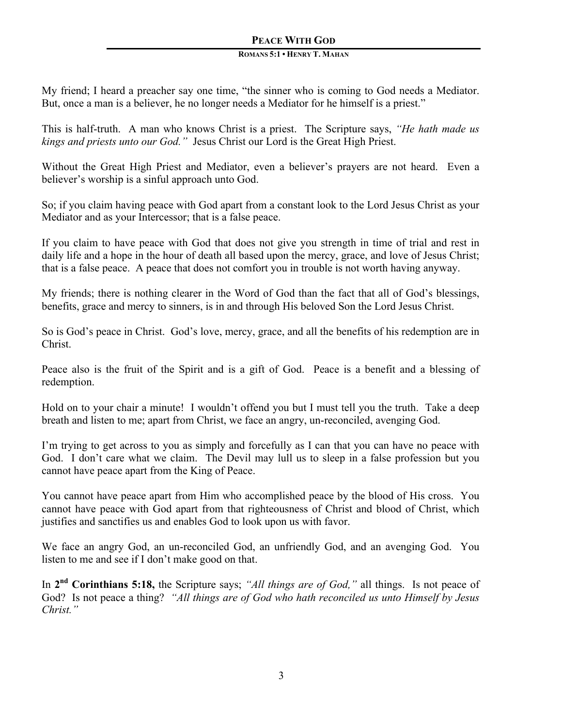My friend; I heard a preacher say one time, "the sinner who is coming to God needs a Mediator. But, once a man is a believer, he no longer needs a Mediator for he himself is a priest."

This is half-truth. A man who knows Christ is a priest. The Scripture says, *"He hath made us kings and priests unto our God."* Jesus Christ our Lord is the Great High Priest.

Without the Great High Priest and Mediator, even a believer's prayers are not heard. Even a believer's worship is a sinful approach unto God.

So; if you claim having peace with God apart from a constant look to the Lord Jesus Christ as your Mediator and as your Intercessor; that is a false peace.

If you claim to have peace with God that does not give you strength in time of trial and rest in daily life and a hope in the hour of death all based upon the mercy, grace, and love of Jesus Christ; that is a false peace. A peace that does not comfort you in trouble is not worth having anyway.

My friends; there is nothing clearer in the Word of God than the fact that all of God's blessings, benefits, grace and mercy to sinners, is in and through His beloved Son the Lord Jesus Christ.

So is God's peace in Christ. God's love, mercy, grace, and all the benefits of his redemption are in Christ.

Peace also is the fruit of the Spirit and is a gift of God. Peace is a benefit and a blessing of redemption.

Hold on to your chair a minute! I wouldn't offend you but I must tell you the truth. Take a deep breath and listen to me; apart from Christ, we face an angry, un-reconciled, avenging God.

I'm trying to get across to you as simply and forcefully as I can that you can have no peace with God. I don't care what we claim. The Devil may lull us to sleep in a false profession but you cannot have peace apart from the King of Peace.

You cannot have peace apart from Him who accomplished peace by the blood of His cross. You cannot have peace with God apart from that righteousness of Christ and blood of Christ, which justifies and sanctifies us and enables God to look upon us with favor.

We face an angry God, an un-reconciled God, an unfriendly God, and an avenging God. You listen to me and see if I don't make good on that.

In **2nd Corinthians 5:18,** the Scripture says; *"All things are of God,"* all things. Is not peace of God? Is not peace a thing? *"All things are of God who hath reconciled us unto Himself by Jesus Christ."*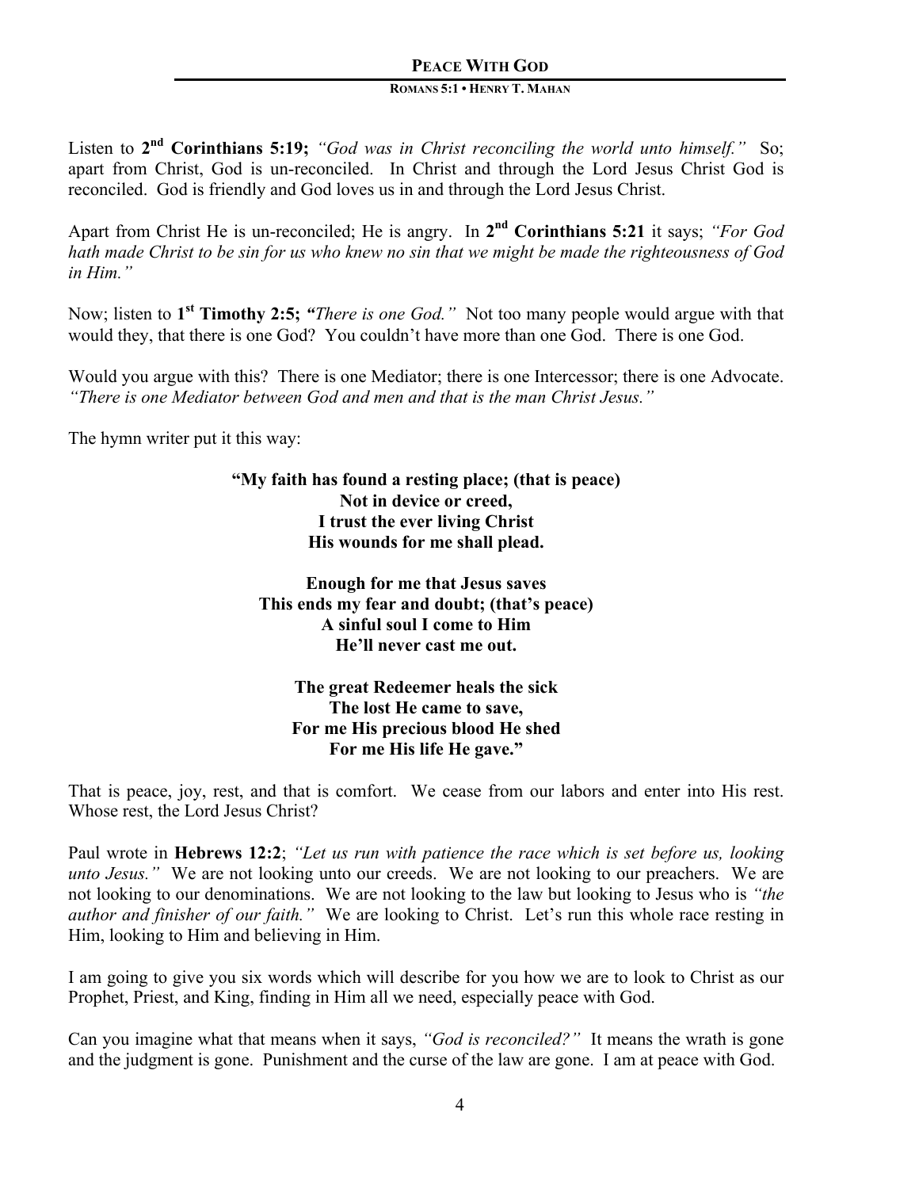Listen to **2nd Corinthians 5:19;** *"God was in Christ reconciling the world unto himself."* So; apart from Christ, God is un-reconciled. In Christ and through the Lord Jesus Christ God is reconciled. God is friendly and God loves us in and through the Lord Jesus Christ.

Apart from Christ He is un-reconciled; He is angry. In **2nd Corinthians 5:21** it says; *"For God hath made Christ to be sin for us who knew no sin that we might be made the righteousness of God in Him."*

Now; listen to **1st Timothy 2:5; "***There is one God."* Not too many people would argue with that would they, that there is one God? You couldn't have more than one God. There is one God.

Would you argue with this? There is one Mediator; there is one Intercessor; there is one Advocate. *"There is one Mediator between God and men and that is the man Christ Jesus."*

The hymn writer put it this way:

**"My faith has found a resting place; (that is peace)**
**Not in device or creed,**
**I trust the ever living Christ**
**His wounds for me shall plead.**

**Enough for me that Jesus saves**
**This ends my fear and doubt; (that's peace)**
**A sinful soul I come to Him**
**He'll never cast me out.**

**The great Redeemer heals the sick**
**The lost He came to save,**
**For me His precious blood He shed**
**For me His life He gave."**

That is peace, joy, rest, and that is comfort. We cease from our labors and enter into His rest. Whose rest, the Lord Jesus Christ?

Paul wrote in **Hebrews 12:2**; *"Let us run with patience the race which is set before us, looking unto Jesus."* We are not looking unto our creeds. We are not looking to our preachers. We are not looking to our denominations. We are not looking to the law but looking to Jesus who is *"the author and finisher of our faith."* We are looking to Christ. Let's run this whole race resting in Him, looking to Him and believing in Him.

I am going to give you six words which will describe for you how we are to look to Christ as our Prophet, Priest, and King, finding in Him all we need, especially peace with God.

Can you imagine what that means when it says, *"God is reconciled?"* It means the wrath is gone and the judgment is gone. Punishment and the curse of the law are gone. I am at peace with God.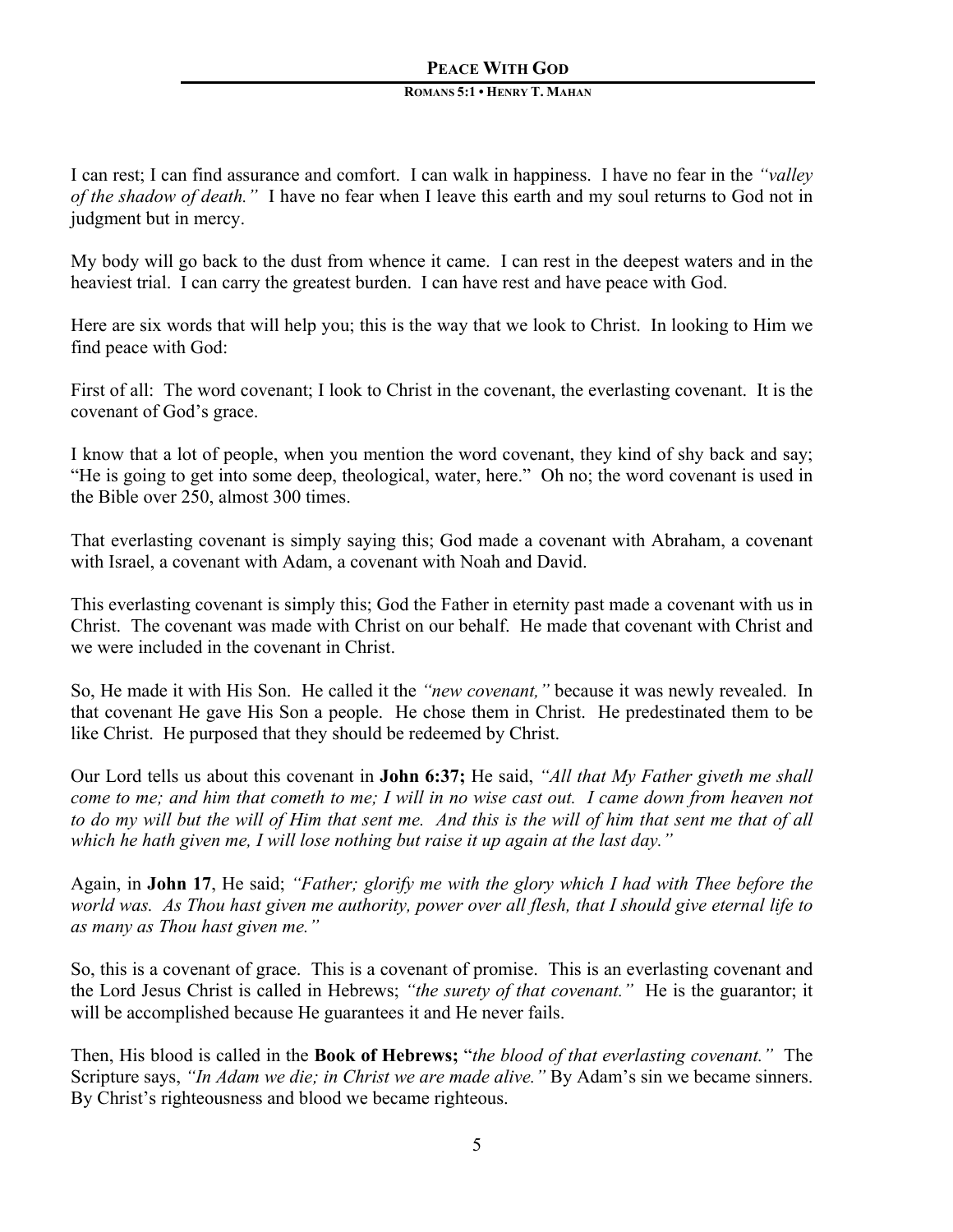I can rest; I can find assurance and comfort. I can walk in happiness. I have no fear in the *"valley of the shadow of death."* I have no fear when I leave this earth and my soul returns to God not in judgment but in mercy.

My body will go back to the dust from whence it came. I can rest in the deepest waters and in the heaviest trial. I can carry the greatest burden. I can have rest and have peace with God.

Here are six words that will help you; this is the way that we look to Christ. In looking to Him we find peace with God:

First of all: The word covenant; I look to Christ in the covenant, the everlasting covenant. It is the covenant of God's grace.

I know that a lot of people, when you mention the word covenant, they kind of shy back and say; "He is going to get into some deep, theological, water, here." Oh no; the word covenant is used in the Bible over 250, almost 300 times.

That everlasting covenant is simply saying this; God made a covenant with Abraham, a covenant with Israel, a covenant with Adam, a covenant with Noah and David.

This everlasting covenant is simply this; God the Father in eternity past made a covenant with us in Christ. The covenant was made with Christ on our behalf. He made that covenant with Christ and we were included in the covenant in Christ.

So, He made it with His Son. He called it the *"new covenant,"* because it was newly revealed. In that covenant He gave His Son a people. He chose them in Christ. He predestinated them to be like Christ. He purposed that they should be redeemed by Christ.

Our Lord tells us about this covenant in **John 6:37;** He said, *"All that My Father giveth me shall come to me; and him that cometh to me; I will in no wise cast out. I came down from heaven not to do my will but the will of Him that sent me. And this is the will of him that sent me that of all which he hath given me, I will lose nothing but raise it up again at the last day."*

Again, in **John 17**, He said; *"Father; glorify me with the glory which I had with Thee before the world was. As Thou hast given me authority, power over all flesh, that I should give eternal life to as many as Thou hast given me."*

So, this is a covenant of grace. This is a covenant of promise. This is an everlasting covenant and the Lord Jesus Christ is called in Hebrews; *"the surety of that covenant."* He is the guarantor; it will be accomplished because He guarantees it and He never fails.

Then, His blood is called in the **Book of Hebrews;** "*the blood of that everlasting covenant."* The Scripture says, *"In Adam we die; in Christ we are made alive."* By Adam's sin we became sinners. By Christ's righteousness and blood we became righteous.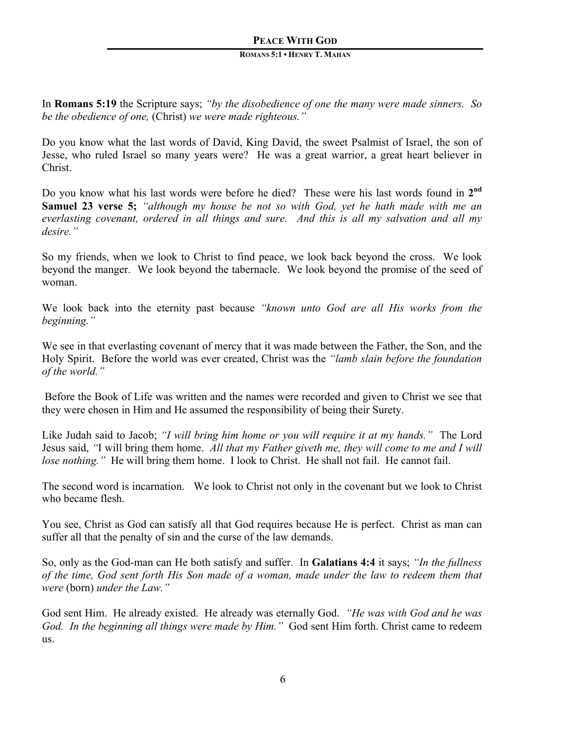In **Romans 5:19** the Scripture says; *"by the disobedience of one the many were made sinners. So be the obedience of one,* (Christ) *we were made righteous."*

Do you know what the last words of David, King David, the sweet Psalmist of Israel, the son of Jesse, who ruled Israel so many years were? He was a great warrior, a great heart believer in Christ.

Do you know what his last words were before he died? These were his last words found in **2nd Samuel 23 verse 5;** *"although my house be not so with God, yet he hath made with me an everlasting covenant, ordered in all things and sure. And this is all my salvation and all my desire."*

So my friends, when we look to Christ to find peace, we look back beyond the cross. We look beyond the manger. We look beyond the tabernacle. We look beyond the promise of the seed of woman.

We look back into the eternity past because *"known unto God are all His works from the beginning."*

We see in that everlasting covenant of mercy that it was made between the Father, the Son, and the Holy Spirit. Before the world was ever created, Christ was the *"lamb slain before the foundation of the world."*

Before the Book of Life was written and the names were recorded and given to Christ we see that they were chosen in Him and He assumed the responsibility of being their Surety.

Like Judah said to Jacob; *"I will bring him home or you will require it at my hands."* The Lord Jesus said, *"*I will bring them home. *All that my Father giveth me, they will come to me and I will lose nothing."* He will bring them home. I look to Christ. He shall not fail. He cannot fail.

The second word is incarnation. We look to Christ not only in the covenant but we look to Christ who became flesh.

You see, Christ as God can satisfy all that God requires because He is perfect. Christ as man can suffer all that the penalty of sin and the curse of the law demands.

So, only as the God-man can He both satisfy and suffer. In **Galatians 4:4** it says; *"In the fullness of the time, God sent forth His Son made of a woman, made under the law to redeem them that were* (born) *under the Law."*

God sent Him. He already existed. He already was eternally God. *"He was with God and he was God. In the beginning all things were made by Him."* God sent Him forth. Christ came to redeem us.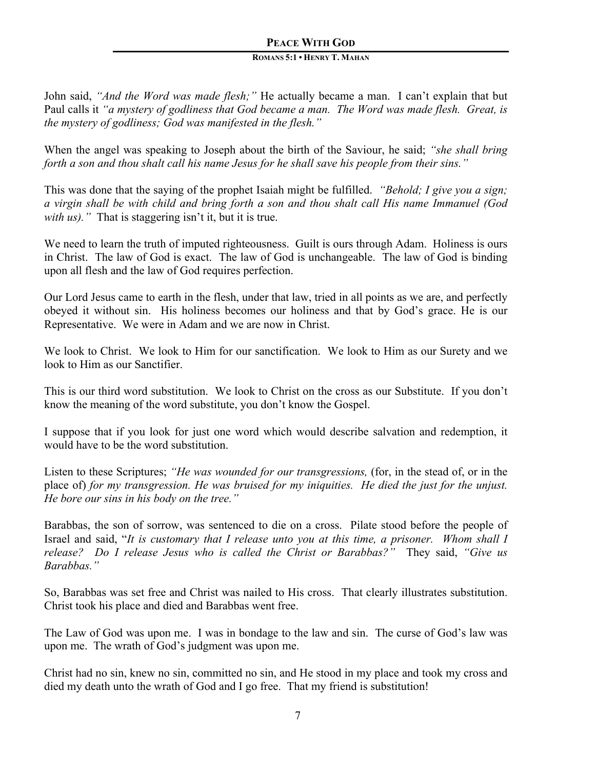John said, *"And the Word was made flesh;"* He actually became a man. I can't explain that but Paul calls it *"a mystery of godliness that God became a man. The Word was made flesh. Great, is the mystery of godliness; God was manifested in the flesh."*

When the angel was speaking to Joseph about the birth of the Saviour, he said; *"she shall bring forth a son and thou shalt call his name Jesus for he shall save his people from their sins."*

This was done that the saying of the prophet Isaiah might be fulfilled. *"Behold; I give you a sign; a virgin shall be with child and bring forth a son and thou shalt call His name Immanuel (God with us)."* That is staggering isn't it, but it is true.

We need to learn the truth of imputed righteousness. Guilt is ours through Adam. Holiness is ours in Christ. The law of God is exact. The law of God is unchangeable. The law of God is binding upon all flesh and the law of God requires perfection.

Our Lord Jesus came to earth in the flesh, under that law, tried in all points as we are, and perfectly obeyed it without sin. His holiness becomes our holiness and that by God's grace. He is our Representative. We were in Adam and we are now in Christ.

We look to Christ. We look to Him for our sanctification. We look to Him as our Surety and we look to Him as our Sanctifier.

This is our third word substitution. We look to Christ on the cross as our Substitute. If you don't know the meaning of the word substitute, you don't know the Gospel.

I suppose that if you look for just one word which would describe salvation and redemption, it would have to be the word substitution.

Listen to these Scriptures; *"He was wounded for our transgressions,* (for, in the stead of, or in the place of) *for my transgression. He was bruised for my iniquities. He died the just for the unjust. He bore our sins in his body on the tree."*

Barabbas, the son of sorrow, was sentenced to die on a cross. Pilate stood before the people of Israel and said, "*It is customary that I release unto you at this time, a prisoner. Whom shall I release? Do I release Jesus who is called the Christ or Barabbas?"* They said, *"Give us Barabbas."*

So, Barabbas was set free and Christ was nailed to His cross. That clearly illustrates substitution. Christ took his place and died and Barabbas went free.

The Law of God was upon me. I was in bondage to the law and sin. The curse of God's law was upon me. The wrath of God's judgment was upon me.

Christ had no sin, knew no sin, committed no sin, and He stood in my place and took my cross and died my death unto the wrath of God and I go free. That my friend is substitution!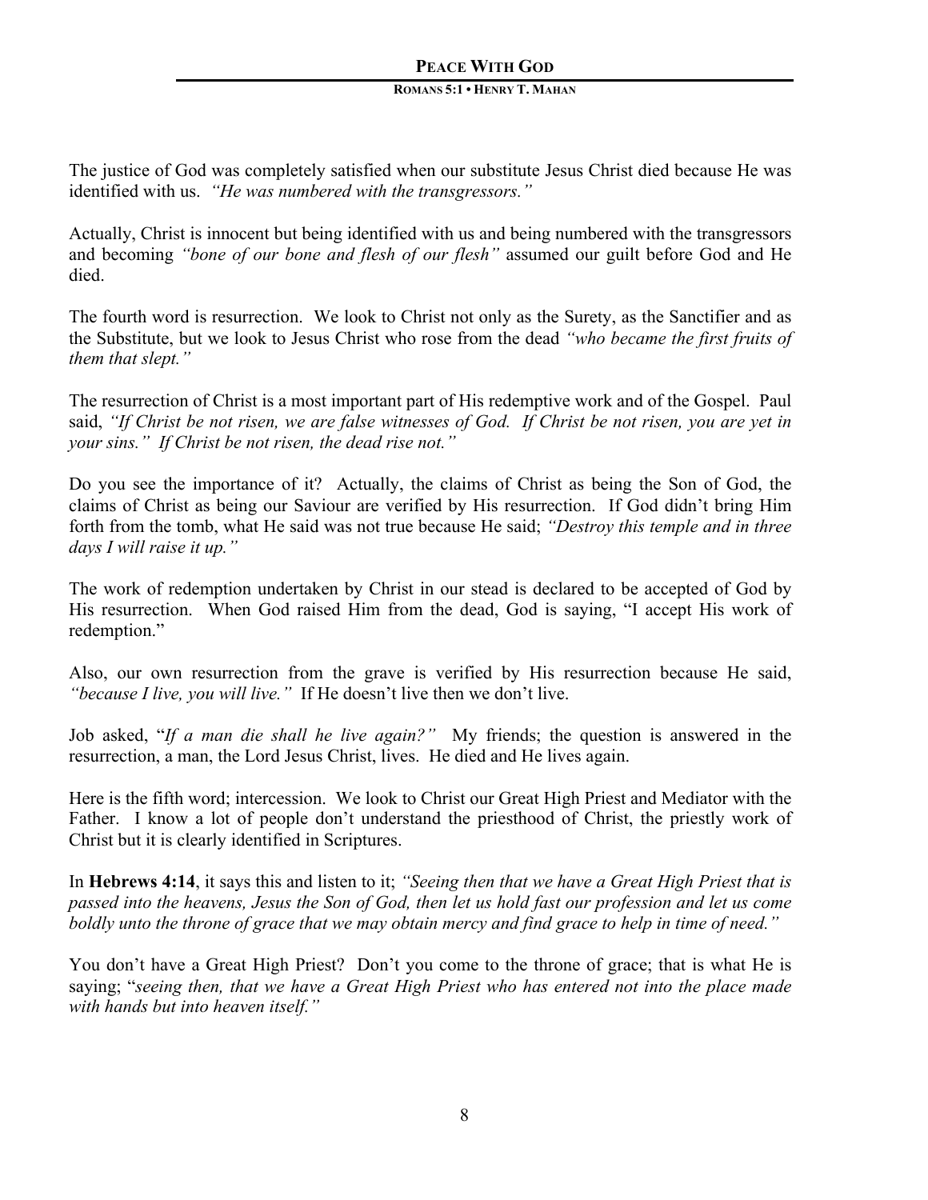The justice of God was completely satisfied when our substitute Jesus Christ died because He was identified with us. *"He was numbered with the transgressors."*

Actually, Christ is innocent but being identified with us and being numbered with the transgressors and becoming *"bone of our bone and flesh of our flesh"* assumed our guilt before God and He died.

The fourth word is resurrection. We look to Christ not only as the Surety, as the Sanctifier and as the Substitute, but we look to Jesus Christ who rose from the dead *"who became the first fruits of them that slept."*

The resurrection of Christ is a most important part of His redemptive work and of the Gospel. Paul said, *"If Christ be not risen, we are false witnesses of God. If Christ be not risen, you are yet in your sins." If Christ be not risen, the dead rise not."*

Do you see the importance of it? Actually, the claims of Christ as being the Son of God, the claims of Christ as being our Saviour are verified by His resurrection. If God didn't bring Him forth from the tomb, what He said was not true because He said; *"Destroy this temple and in three days I will raise it up."*

The work of redemption undertaken by Christ in our stead is declared to be accepted of God by His resurrection. When God raised Him from the dead, God is saying, "I accept His work of redemption."

Also, our own resurrection from the grave is verified by His resurrection because He said, *"because I live, you will live."* If He doesn't live then we don't live.

Job asked, "*If a man die shall he live again?"* My friends; the question is answered in the resurrection, a man, the Lord Jesus Christ, lives. He died and He lives again.

Here is the fifth word; intercession. We look to Christ our Great High Priest and Mediator with the Father. I know a lot of people don't understand the priesthood of Christ, the priestly work of Christ but it is clearly identified in Scriptures.

In **Hebrews 4:14**, it says this and listen to it; *"Seeing then that we have a Great High Priest that is passed into the heavens, Jesus the Son of God, then let us hold fast our profession and let us come boldly unto the throne of grace that we may obtain mercy and find grace to help in time of need."*

You don't have a Great High Priest? Don't you come to the throne of grace; that is what He is saying; "*seeing then, that we have a Great High Priest who has entered not into the place made with hands but into heaven itself."*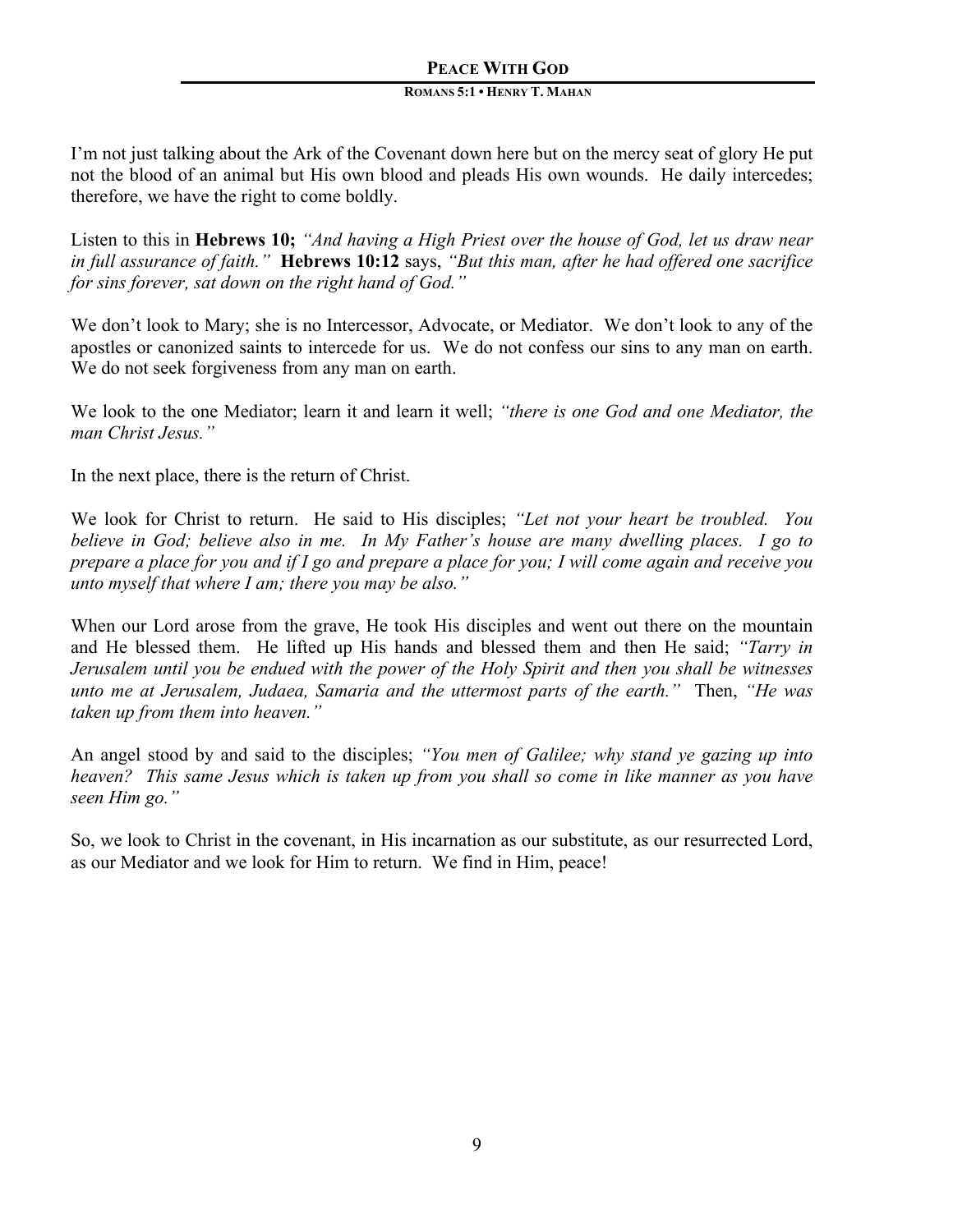I'm not just talking about the Ark of the Covenant down here but on the mercy seat of glory He put not the blood of an animal but His own blood and pleads His own wounds. He daily intercedes; therefore, we have the right to come boldly.

Listen to this in **Hebrews 10;** *"And having a High Priest over the house of God, let us draw near in full assurance of faith."* **Hebrews 10:12** says, *"But this man, after he had offered one sacrifice for sins forever, sat down on the right hand of God."*

We don't look to Mary; she is no Intercessor, Advocate, or Mediator. We don't look to any of the apostles or canonized saints to intercede for us. We do not confess our sins to any man on earth. We do not seek forgiveness from any man on earth.

We look to the one Mediator; learn it and learn it well; *"there is one God and one Mediator, the man Christ Jesus."*

In the next place, there is the return of Christ.

We look for Christ to return. He said to His disciples; *"Let not your heart be troubled. You believe in God; believe also in me. In My Father's house are many dwelling places. I go to prepare a place for you and if I go and prepare a place for you; I will come again and receive you unto myself that where I am; there you may be also."*

When our Lord arose from the grave, He took His disciples and went out there on the mountain and He blessed them. He lifted up His hands and blessed them and then He said; *"Tarry in Jerusalem until you be endued with the power of the Holy Spirit and then you shall be witnesses unto me at Jerusalem, Judaea, Samaria and the uttermost parts of the earth."* Then, *"He was taken up from them into heaven."*

An angel stood by and said to the disciples; *"You men of Galilee; why stand ye gazing up into heaven? This same Jesus which is taken up from you shall so come in like manner as you have seen Him go."*

So, we look to Christ in the covenant, in His incarnation as our substitute, as our resurrected Lord, as our Mediator and we look for Him to return. We find in Him, peace!